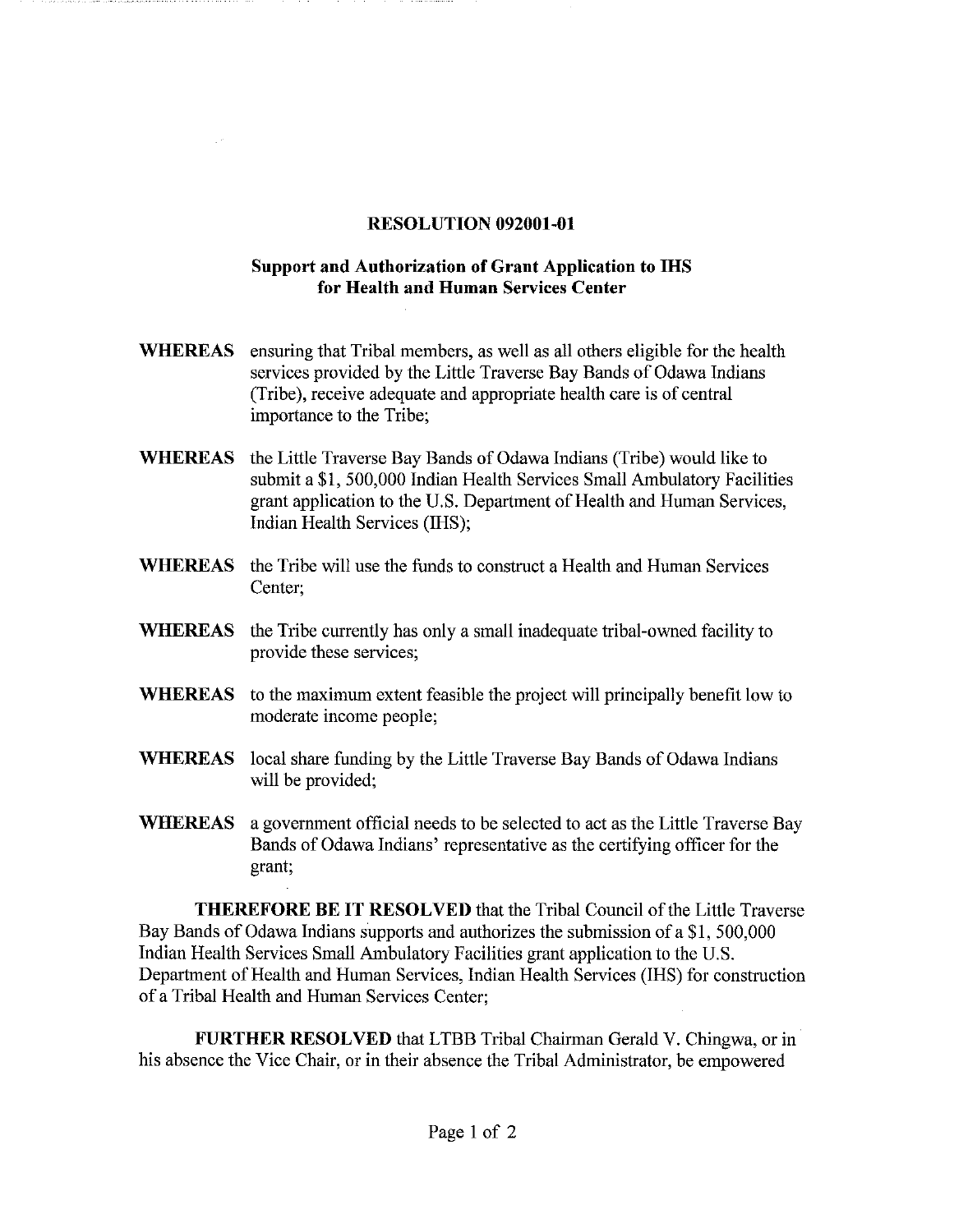# RESOLUTION 092001-01

## Support and Authorization of Grant Application to IHS for Health and Human Services Center

**WHEREAS** ensuring that Tribal members, as well as all others eligible for the health services provided by the Little Traverse Bay Bands of Odawa Indians (Tribe), receive adequate and appropriate health care is of central importance to the Tribe;

**WHEREAS** the Little Traverse Bay Bands of Odawa Indians (Tribe) would like to submit a $1, 500,000 Indian Health Services Small Ambulatory Facilities grant application to the U.S. Department of Health and Human Services, Indian Health Services (IHS);

**WHEREAS** the Tribe will use the funds to construct a Health and Human Services Center;

**WHEREAS** the Tribe currently has only a small inadequate tribal-owned facility to provide these services;

**WHEREAS** to the maximum extent feasible the project will principally benefit low to moderate income people;

**WHEREAS** local share funding by the Little Traverse Bay Bands of Odawa Indians will be provided;

**WHEREAS** a government official needs to be selected to act as the Little Traverse Bay Bands of Odawa Indians' representative as the certifying officer for the grant;

**THEREFORE BE IT RESOLVED** that the Tribal Council of the Little Traverse Bay Bands of Odawa Indians supports and authorizes the submission of a $1, 500,000 Indian Health Services Small Ambulatory Facilities grant application to the U.S. Department of Health and Human Services, Indian Health Services (IHS) for construction of a Tribal Health and Human Services Center;

**FURTHER RESOLVED** that LTBB Tribal Chairman Gerald V. Chingwa, or in his absence the Vice Chair, or in their absence the Tribal Administrator, be empowered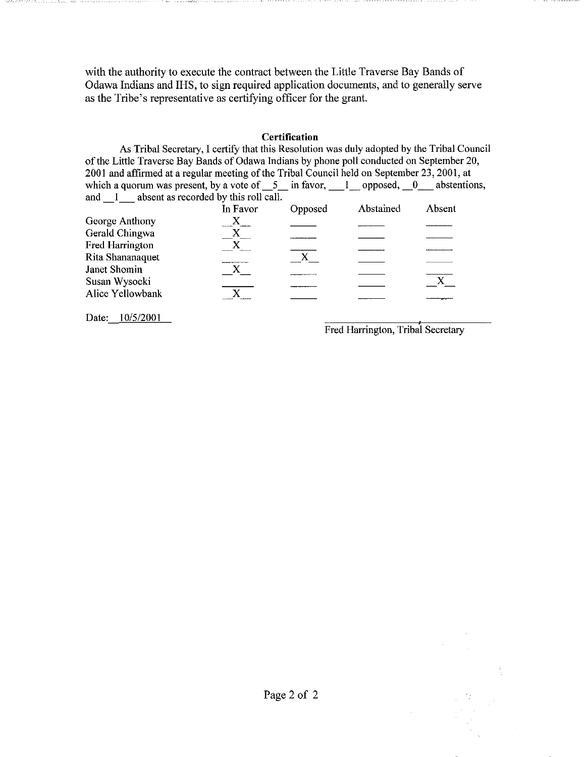with the authority to execute the contract between the Little Traverse Bay Bands of Odawa Indians and IHS, to sign required application documents, and to generally serve as the Tribe's representative as certifying officer for the grant.

**Certification**

As Tribal Secretary, I certify that this Resolution was duly adopted by the Tribal Council of the Little Traverse Bay Bands of Odawa Indians by phone poll conducted on September 20, 2001 and affirmed at a regular meeting of the Tribal Council held on September 23, 2001, at which a quorum was present, by a vote of 5 in favor, 1 opposed, 0 abstentions, and 1 absent as recorded by this roll call.

| | In Favor | Opposed | Abstained | Absent |
|---|---|---|---|---|
| George Anthony | X | | | |
| Gerald Chingwa | X | | | |
| Fred Harrington | X | | | |
| Rita Shananaquet | | X | | |
| Janet Shomin | X | | | |
| Susan Wysocki | | | | X |
| Alice Yellowbank | X | | | |

Date: 10/5/2001

Fred Harrington, Tribal Secretary